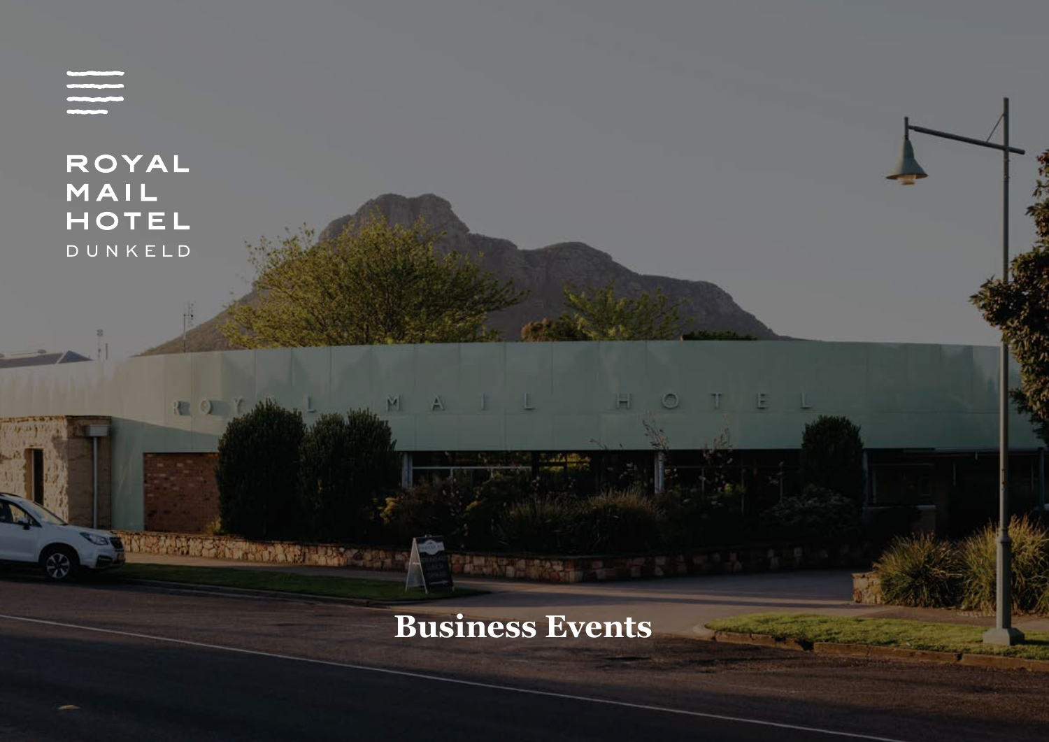ROYAL
MAIL
HOTEL
DUNKELD

# Business Events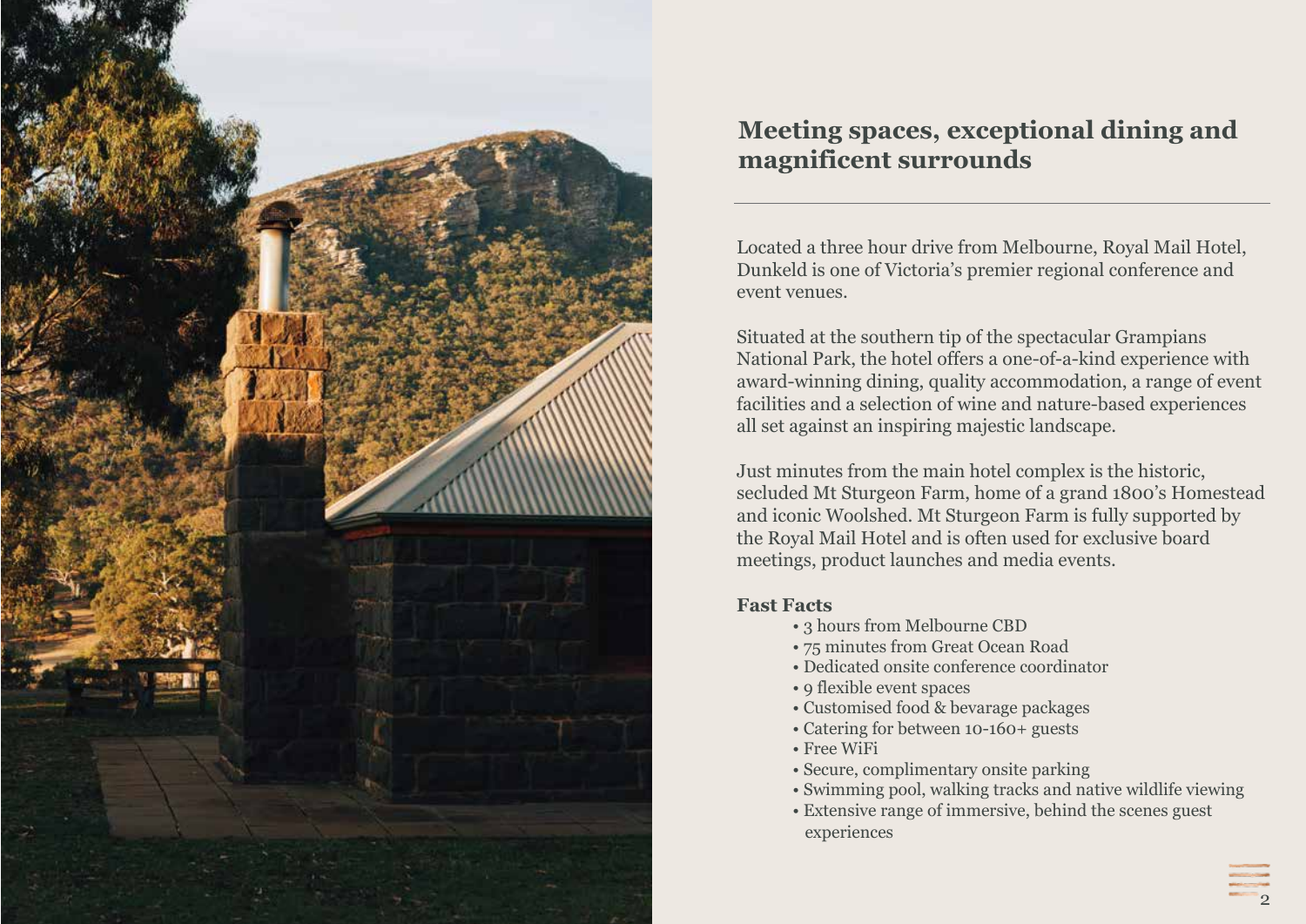## Meeting spaces, exceptional dining and magnificent surrounds

Located a three hour drive from Melbourne, Royal Mail Hotel, Dunkeld is one of Victoria's premier regional conference and event venues.

Situated at the southern tip of the spectacular Grampians National Park, the hotel offers a one-of-a-kind experience with award-winning dining, quality accommodation, a range of event facilities and a selection of wine and nature-based experiences all set against an inspiring majestic landscape.

Just minutes from the main hotel complex is the historic, secluded Mt Sturgeon Farm, home of a grand 1800's Homestead and iconic Woolshed. Mt Sturgeon Farm is fully supported by the Royal Mail Hotel and is often used for exclusive board meetings, product launches and media events.

**Fast Facts**

- 3 hours from Melbourne CBD
- 75 minutes from Great Ocean Road
- Dedicated onsite conference coordinator
- 9 flexible event spaces
- Customised food & bevarage packages
- Catering for between 10-160+ guests
- Free WiFi
- Secure, complimentary onsite parking
- Swimming pool, walking tracks and native wildlife viewing
- Extensive range of immersive, behind the scenes guest experiences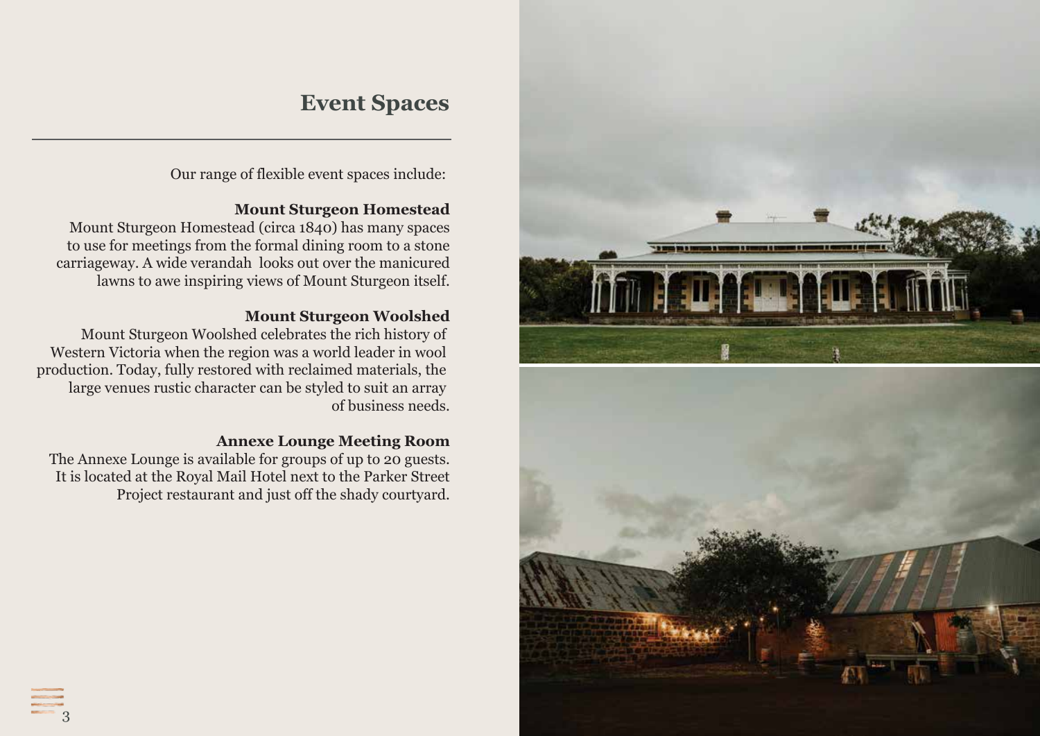# Event Spaces

Our range of flexible event spaces include:

**Mount Sturgeon Homestead**

Mount Sturgeon Homestead (circa 1840) has many spaces to use for meetings from the formal dining room to a stone carriageway. A wide verandah looks out over the manicured lawns to awe inspiring views of Mount Sturgeon itself.

**Mount Sturgeon Woolshed**

Mount Sturgeon Woolshed celebrates the rich history of Western Victoria when the region was a world leader in wool production. Today, fully restored with reclaimed materials, the large venues rustic character can be styled to suit an array of business needs.

**Annexe Lounge Meeting Room**

The Annexe Lounge is available for groups of up to 20 guests. It is located at the Royal Mail Hotel next to the Parker Street Project restaurant and just off the shady courtyard.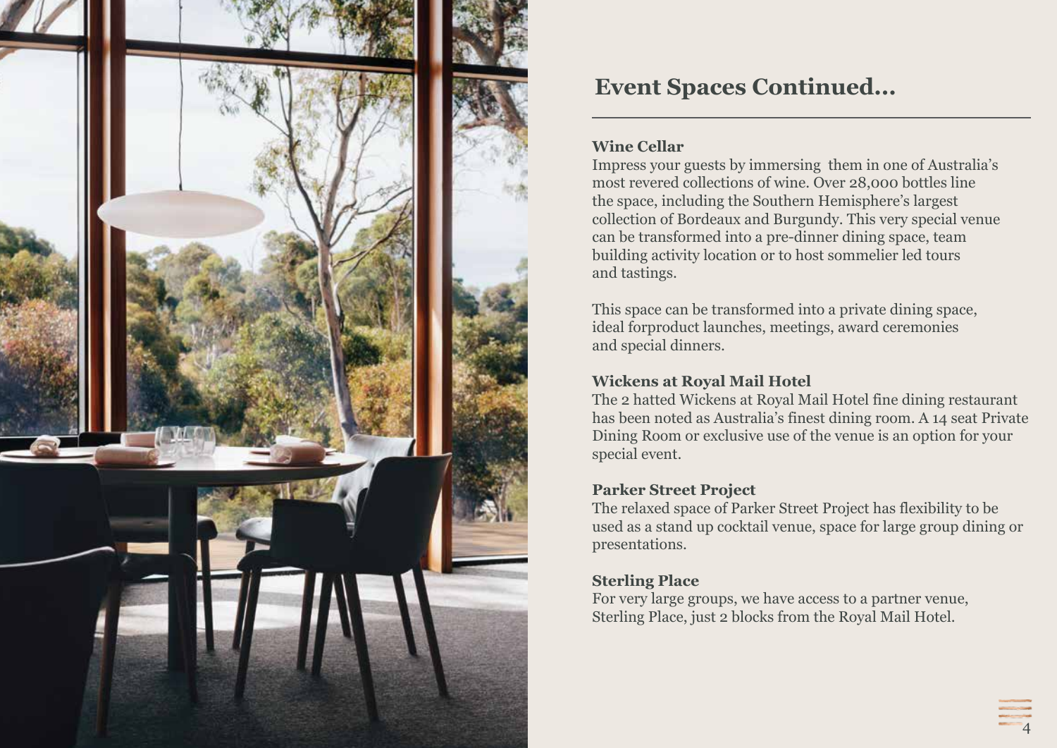## Event Spaces Continued...

### Wine Cellar

Impress your guests by immersing them in one of Australia's most revered collections of wine. Over 28,000 bottles line the space, including the Southern Hemisphere's largest collection of Bordeaux and Burgundy. This very special venue can be transformed into a pre-dinner dining space, team building activity location or to host sommelier led tours and tastings.

This space can be transformed into a private dining space, ideal forproduct launches, meetings, award ceremonies and special dinners.

### Wickens at Royal Mail Hotel

The 2 hatted Wickens at Royal Mail Hotel fine dining restaurant has been noted as Australia's finest dining room. A 14 seat Private Dining Room or exclusive use of the venue is an option for your special event.

### Parker Street Project

The relaxed space of Parker Street Project has flexibility to be used as a stand up cocktail venue, space for large group dining or presentations.

### Sterling Place

For very large groups, we have access to a partner venue, Sterling Place, just 2 blocks from the Royal Mail Hotel.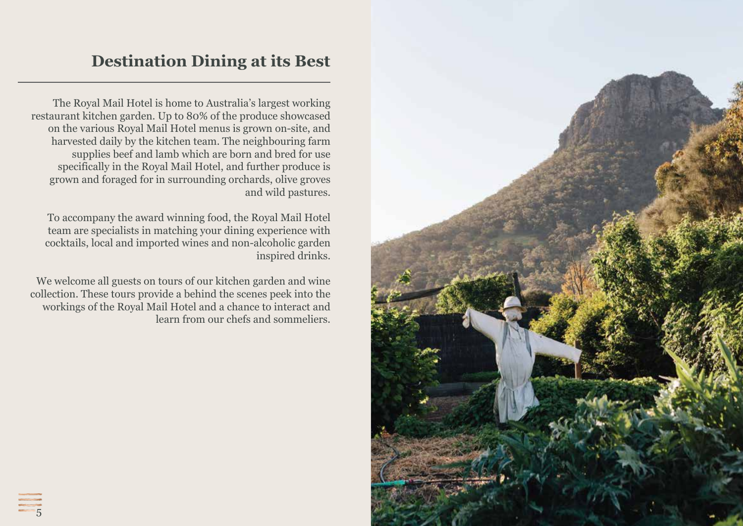# Destination Dining at its Best

The Royal Mail Hotel is home to Australia's largest working restaurant kitchen garden. Up to 80% of the produce showcased on the various Royal Mail Hotel menus is grown on-site, and harvested daily by the kitchen team. The neighbouring farm supplies beef and lamb which are born and bred for use specifically in the Royal Mail Hotel, and further produce is grown and foraged for in surrounding orchards, olive groves and wild pastures.

To accompany the award winning food, the Royal Mail Hotel team are specialists in matching your dining experience with cocktails, local and imported wines and non-alcoholic garden inspired drinks.

We welcome all guests on tours of our kitchen garden and wine collection. These tours provide a behind the scenes peek into the workings of the Royal Mail Hotel and a chance to interact and learn from our chefs and sommeliers.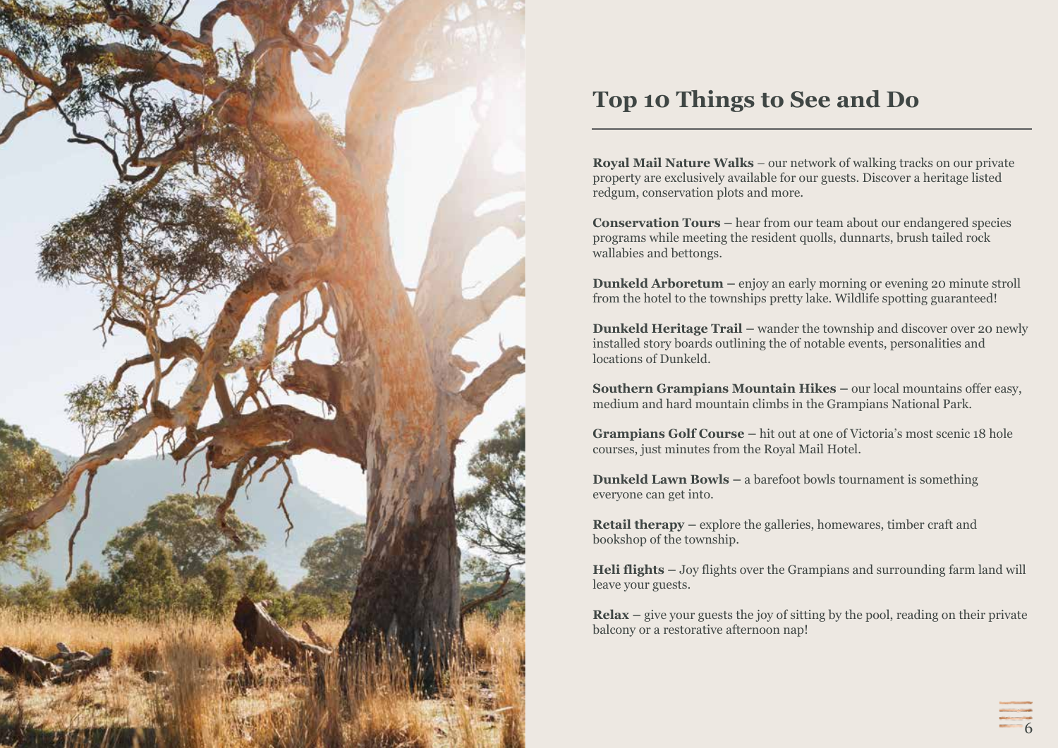# Top 10 Things to See and Do

**Royal Mail Nature Walks** – our network of walking tracks on our private property are exclusively available for our guests. Discover a heritage listed redgum, conservation plots and more.

**Conservation Tours** – hear from our team about our endangered species programs while meeting the resident quolls, dunnarts, brush tailed rock wallabies and bettongs.

**Dunkeld Arboretum** – enjoy an early morning or evening 20 minute stroll from the hotel to the townships pretty lake. Wildlife spotting guaranteed!

**Dunkeld Heritage Trail** – wander the township and discover over 20 newly installed story boards outlining the of notable events, personalities and locations of Dunkeld.

**Southern Grampians Mountain Hikes** – our local mountains offer easy, medium and hard mountain climbs in the Grampians National Park.

**Grampians Golf Course** – hit out at one of Victoria's most scenic 18 hole courses, just minutes from the Royal Mail Hotel.

**Dunkeld Lawn Bowls** – a barefoot bowls tournament is something everyone can get into.

**Retail therapy** – explore the galleries, homewares, timber craft and bookshop of the township.

**Heli flights** – Joy flights over the Grampians and surrounding farm land will leave your guests.

**Relax** – give your guests the joy of sitting by the pool, reading on their private balcony or a restorative afternoon nap!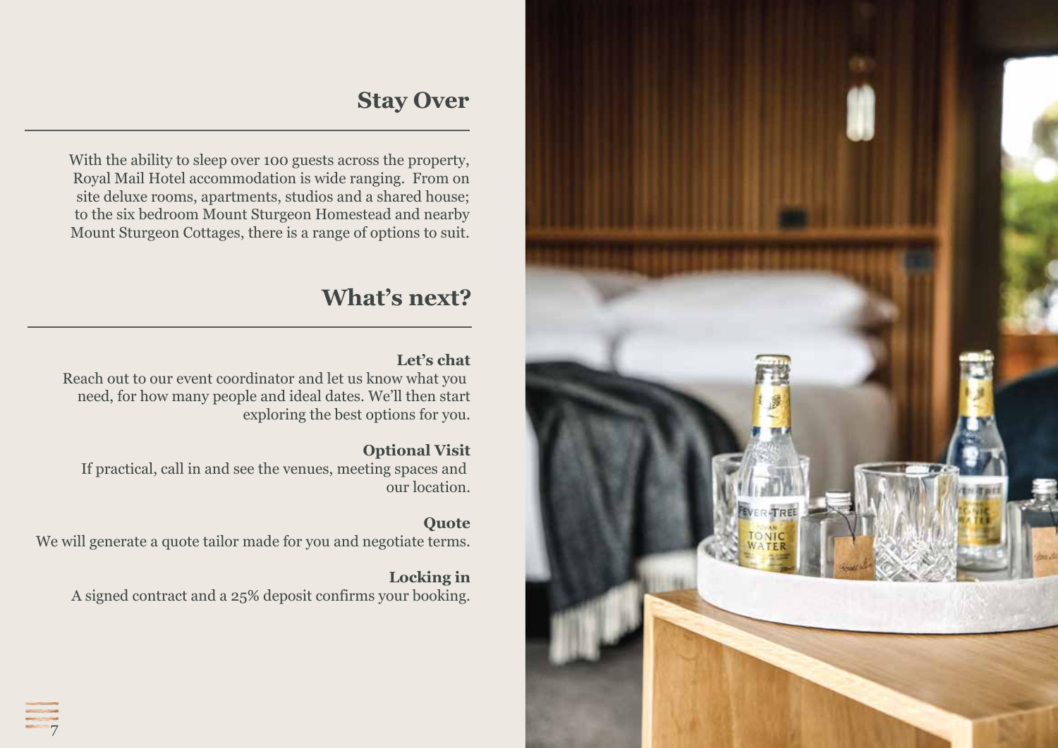## Stay Over

With the ability to sleep over 100 guests across the property, Royal Mail Hotel accommodation is wide ranging. From on site deluxe rooms, apartments, studios and a shared house; to the six bedroom Mount Sturgeon Homestead and nearby Mount Sturgeon Cottages, there is a range of options to suit.

## What's next?

**Let's chat**

Reach out to our event coordinator and let us know what you need, for how many people and ideal dates. We'll then start exploring the best options for you.

**Optional Visit**

If practical, call in and see the venues, meeting spaces and our location.

**Quote**

We will generate a quote tailor made for you and negotiate terms.

**Locking in**

A signed contract and a 25% deposit confirms your booking.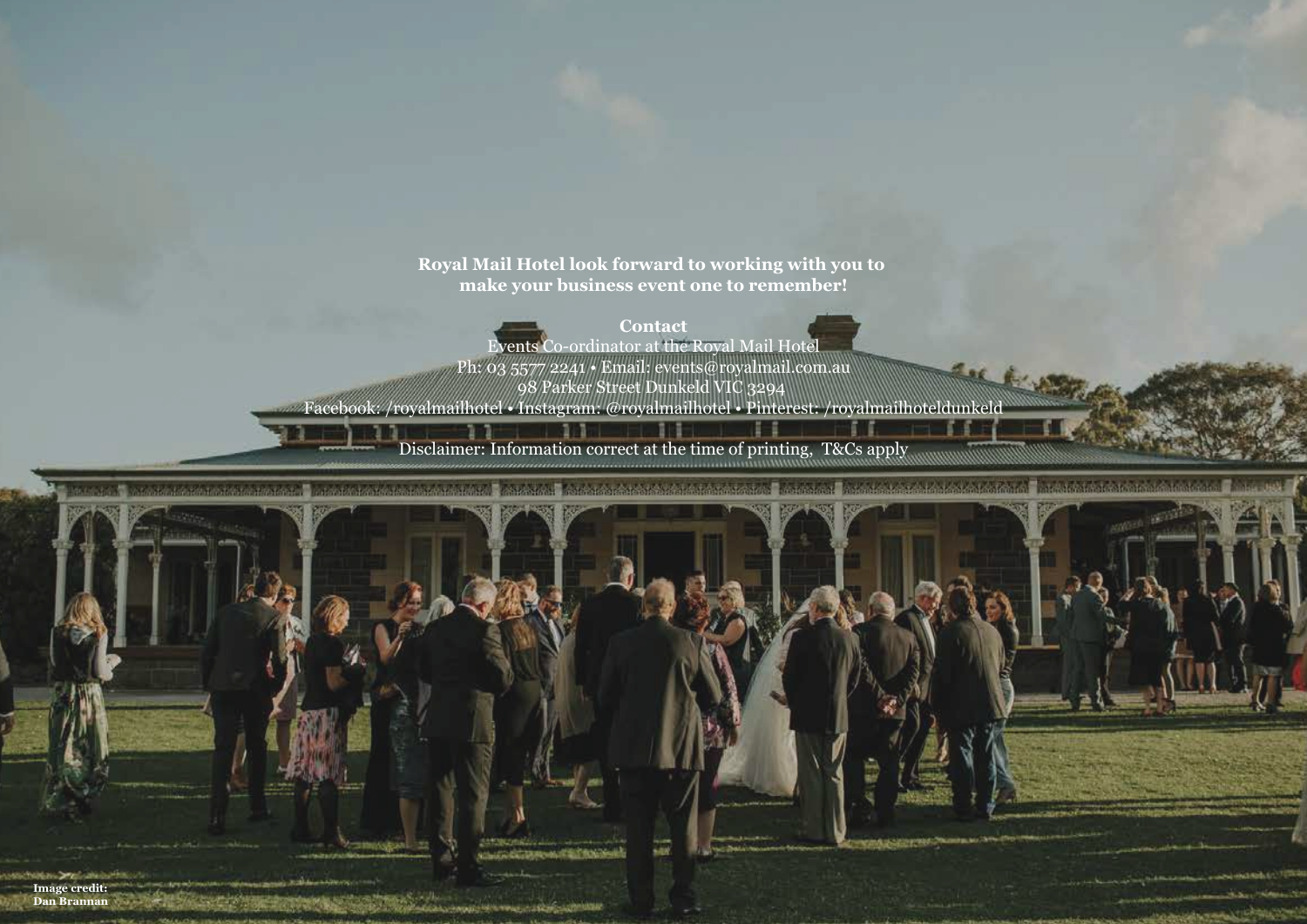**Royal Mail Hotel look forward to working with you to make your business event one to remember!**

**Contact**

Events Co-ordinator at the Royal Mail Hotel
Ph: 03 5577 2241 • Email: events@royalmail.com.au
98 Parker Street Dunkeld VIC 3294
Facebook: /royalmailhotel • Instagram: @royalmailhotel • Pinterest: /royalmailhoteldunkeld

Disclaimer: Information correct at the time of printing, T&Cs apply

**Image credit: Dan Brannan**